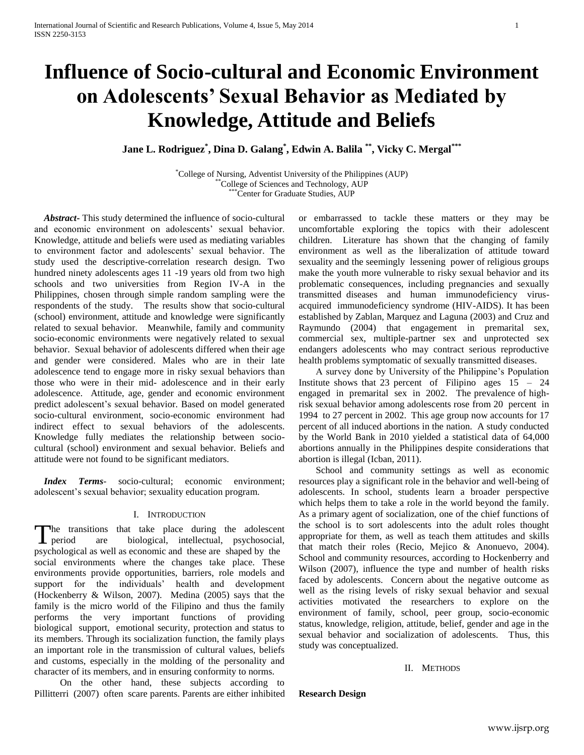# Influence of Socio-cultural and Economic Environment on Adolescents' Sexual Behavior as Mediated by Knowledge, Attitude and Beliefs

**Jane L. Rodriguez[*], Dina D. Galang[*], Edwin A. Balila [**], Vicky C. Mergal[***]**

[*]College of Nursing, Adventist University of the Philippines (AUP)
[**]College of Sciences and Technology, AUP
[***]Center for Graduate Studies, AUP

***Abstract-*** This study determined the influence of socio-cultural and economic environment on adolescents' sexual behavior. Knowledge, attitude and beliefs were used as mediating variables to environment factor and adolescents' sexual behavior. The study used the descriptive-correlation research design. Two hundred ninety adolescents ages 11 -19 years old from two high schools and two universities from Region IV-A in the Philippines, chosen through simple random sampling were the respondents of the study. The results show that socio-cultural (school) environment, attitude and knowledge were significantly related to sexual behavior. Meanwhile, family and community socio-economic environments were negatively related to sexual behavior. Sexual behavior of adolescents differed when their age and gender were considered. Males who are in their late adolescence tend to engage more in risky sexual behaviors than those who were in their mid- adolescence and in their early adolescence. Attitude, age, gender and economic environment predict adolescent's sexual behavior. Based on model generated socio-cultural environment, socio-economic environment had indirect effect to sexual behaviors of the adolescents. Knowledge fully mediates the relationship between socio-cultural (school) environment and sexual behavior. Beliefs and attitude were not found to be significant mediators.

***Index Terms*-** socio-cultural; economic environment; adolescent's sexual behavior; sexuality education program.

## I. Introduction

The transitions that take place during the adolescent period are biological, intellectual, psychosocial, psychological as well as economic and these are shaped by the social environments where the changes take place. These environments provide opportunities, barriers, role models and support for the individuals' health and development (Hockenberry & Wilson, 2007). Medina (2005) says that the family is the micro world of the Filipino and thus the family performs the very important functions of providing biological support, emotional security, protection and status to its members. Through its socialization function, the family plays an important role in the transmission of cultural values, beliefs and customs, especially in the molding of the personality and character of its members, and in ensuring conformity to norms.

On the other hand, these subjects according to Pillitterri (2007) often scare parents. Parents are either inhibited or embarrassed to tackle these matters or they may be uncomfortable exploring the topics with their adolescent children. Literature has shown that the changing of family environment as well as the liberalization of attitude toward sexuality and the seemingly lessening power of religious groups make the youth more vulnerable to risky sexual behavior and its problematic consequences, including pregnancies and sexually transmitted diseases and human immunodeficiency virus-acquired immunodeficiency syndrome (HIV-AIDS). It has been established by Zablan, Marquez and Laguna (2003) and Cruz and Raymundo (2004) that engagement in premarital sex, commercial sex, multiple-partner sex and unprotected sex endangers adolescents who may contract serious reproductive health problems symptomatic of sexually transmitted diseases.

A survey done by University of the Philippine's Population Institute shows that 23 percent of Filipino ages 15 – 24 engaged in premarital sex in 2002. The prevalence of high-risk sexual behavior among adolescents rose from 20 percent in 1994 to 27 percent in 2002. This age group now accounts for 17 percent of all induced abortions in the nation. A study conducted by the World Bank in 2010 yielded a statistical data of 64,000 abortions annually in the Philippines despite considerations that abortion is illegal (Icban, 2011).

School and community settings as well as economic resources play a significant role in the behavior and well-being of adolescents. In school, students learn a broader perspective which helps them to take a role in the world beyond the family. As a primary agent of socialization, one of the chief functions of the school is to sort adolescents into the adult roles thought appropriate for them, as well as teach them attitudes and skills that match their roles (Recio, Mejico & Anonuevo, 2004). School and community resources, according to Hockenberry and Wilson (2007), influence the type and number of health risks faced by adolescents. Concern about the negative outcome as well as the rising levels of risky sexual behavior and sexual activities motivated the researchers to explore on the environment of family, school, peer group, socio-economic status, knowledge, religion, attitude, belief, gender and age in the sexual behavior and socialization of adolescents. Thus, this study was conceptualized.

## II. Methods

**Research Design**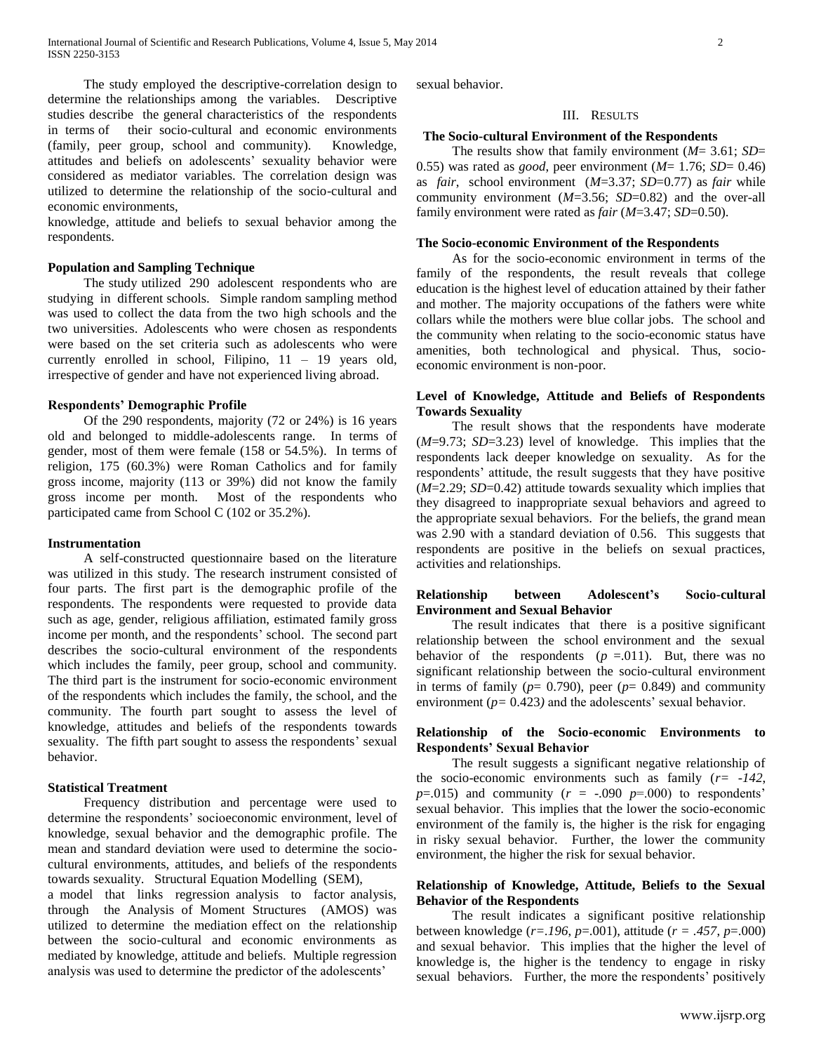The study employed the descriptive-correlation design to determine the relationships among the variables. Descriptive studies describe the general characteristics of the respondents in terms of their socio-cultural and economic environments (family, peer group, school and community). Knowledge, attitudes and beliefs on adolescents' sexuality behavior were considered as mediator variables. The correlation design was utilized to determine the relationship of the socio-cultural and economic environments,

knowledge, attitude and beliefs to sexual behavior among the respondents.

**Population and Sampling Technique**

The study utilized 290 adolescent respondents who are studying in different schools. Simple random sampling method was used to collect the data from the two high schools and the two universities. Adolescents who were chosen as respondents were based on the set criteria such as adolescents who were currently enrolled in school, Filipino, 11 – 19 years old, irrespective of gender and have not experienced living abroad.

**Respondents' Demographic Profile**

Of the 290 respondents, majority (72 or 24%) is 16 years old and belonged to middle-adolescents range. In terms of gender, most of them were female (158 or 54.5%). In terms of religion, 175 (60.3%) were Roman Catholics and for family gross income, majority (113 or 39%) did not know the family gross income per month. Most of the respondents who participated came from School C (102 or 35.2%).

**Instrumentation**

A self-constructed questionnaire based on the literature was utilized in this study. The research instrument consisted of four parts. The first part is the demographic profile of the respondents. The respondents were requested to provide data such as age, gender, religious affiliation, estimated family gross income per month, and the respondents' school. The second part describes the socio-cultural environment of the respondents which includes the family, peer group, school and community. The third part is the instrument for socio-economic environment of the respondents which includes the family, the school, and the community. The fourth part sought to assess the level of knowledge, attitudes and beliefs of the respondents towards sexuality. The fifth part sought to assess the respondents' sexual behavior.

**Statistical Treatment**

Frequency distribution and percentage were used to determine the respondents' socioeconomic environment, level of knowledge, sexual behavior and the demographic profile. The mean and standard deviation were used to determine the socio-cultural environments, attitudes, and beliefs of the respondents towards sexuality. Structural Equation Modelling (SEM),

a model that links regression analysis to factor analysis, through the Analysis of Moment Structures (AMOS) was utilized to determine the mediation effect on the relationship between the socio-cultural and economic environments as mediated by knowledge, attitude and beliefs. Multiple regression analysis was used to determine the predictor of the adolescents' sexual behavior.

## III. Results

**The Socio-cultural Environment of the Respondents**

The results show that family environment ($M$= 3.61; $SD$= 0.55) was rated as *good*, peer environment ($M$= 1.76; $SD$= 0.46) as *fair*, school environment ($M$=3.37; $SD$=0.77) as *fair* while community environment ($M$=3.56; $SD$=0.82) and the over-all family environment were rated as *fair* ($M$=3.47; $SD$=0.50).

**The Socio-economic Environment of the Respondents**

As for the socio-economic environment in terms of the family of the respondents, the result reveals that college education is the highest level of education attained by their father and mother. The majority occupations of the fathers were white collars while the mothers were blue collar jobs. The school and the community when relating to the socio-economic status have amenities, both technological and physical. Thus, socio-economic environment is non-poor.

**Level of Knowledge, Attitude and Beliefs of Respondents Towards Sexuality**

The result shows that the respondents have moderate ($M$=9.73; $SD$=3.23) level of knowledge. This implies that the respondents lack deeper knowledge on sexuality. As for the respondents' attitude, the result suggests that they have positive ($M$=2.29; $SD$=0.42) attitude towards sexuality which implies that they disagreed to inappropriate sexual behaviors and agreed to the appropriate sexual behaviors. For the beliefs, the grand mean was 2.90 with a standard deviation of 0.56. This suggests that respondents are positive in the beliefs on sexual practices, activities and relationships.

**Relationship between Adolescent's Socio-cultural Environment and Sexual Behavior**

The result indicates that there is a positive significant relationship between the school environment and the sexual behavior of the respondents ($p$ =.011). But, there was no significant relationship between the socio-cultural environment in terms of family ($p$= 0.790), peer ($p$= 0.849) and community environment ($p$= 0.423) and the adolescents' sexual behavior.

**Relationship of the Socio-economic Environments to Respondents' Sexual Behavior**

The result suggests a significant negative relationship of the socio-economic environments such as family ($r$= *-142*, $p$=.015) and community ($r$ = -.090 $p$=.000) to respondents' sexual behavior. This implies that the lower the socio-economic environment of the family is, the higher is the risk for engaging in risky sexual behavior. Further, the lower the community environment, the higher the risk for sexual behavior.

**Relationship of Knowledge, Attitude, Beliefs to the Sexual Behavior of the Respondents**

The result indicates a significant positive relationship between knowledge ($r$=*.196*, $p$=.001), attitude ($r$ = *.457*, $p$=.000) and sexual behavior. This implies that the higher the level of knowledge is, the higher is the tendency to engage in risky sexual behaviors. Further, the more the respondents' positively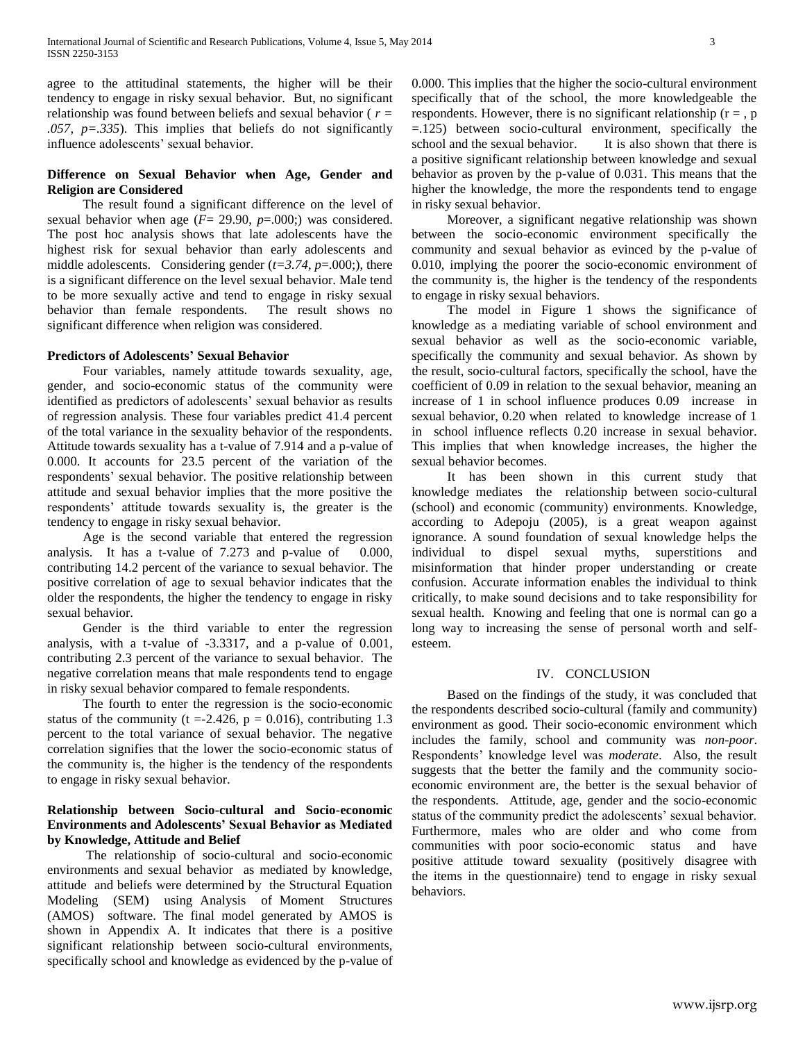agree to the attitudinal statements, the higher will be their tendency to engage in risky sexual behavior. But, no significant relationship was found between beliefs and sexual behavior ( *r = .057, p=.335*). This implies that beliefs do not significantly influence adolescents' sexual behavior.

**Difference on Sexual Behavior when Age, Gender and Religion are Considered**

The result found a significant difference on the level of sexual behavior when age (*F*= 29.90, *p*=.000;) was considered. The post hoc analysis shows that late adolescents have the highest risk for sexual behavior than early adolescents and middle adolescents. Considering gender (*t=3.74, p*=.000;), there is a significant difference on the level sexual behavior. Male tend to be more sexually active and tend to engage in risky sexual behavior than female respondents. The result shows no significant difference when religion was considered.

**Predictors of Adolescents' Sexual Behavior**

Four variables, namely attitude towards sexuality, age, gender, and socio-economic status of the community were identified as predictors of adolescents' sexual behavior as results of regression analysis. These four variables predict 41.4 percent of the total variance in the sexuality behavior of the respondents. Attitude towards sexuality has a t-value of 7.914 and a p-value of 0.000. It accounts for 23.5 percent of the variation of the respondents' sexual behavior. The positive relationship between attitude and sexual behavior implies that the more positive the respondents' attitude towards sexuality is, the greater is the tendency to engage in risky sexual behavior.

Age is the second variable that entered the regression analysis. It has a t-value of 7.273 and p-value of 0.000, contributing 14.2 percent of the variance to sexual behavior. The positive correlation of age to sexual behavior indicates that the older the respondents, the higher the tendency to engage in risky sexual behavior.

Gender is the third variable to enter the regression analysis, with a t-value of -3.3317, and a p-value of 0.001, contributing 2.3 percent of the variance to sexual behavior. The negative correlation means that male respondents tend to engage in risky sexual behavior compared to female respondents.

The fourth to enter the regression is the socio-economic status of the community (t =-2.426, p = 0.016), contributing 1.3 percent to the total variance of sexual behavior. The negative correlation signifies that the lower the socio-economic status of the community is, the higher is the tendency of the respondents to engage in risky sexual behavior.

**Relationship between Socio-cultural and Socio-economic Environments and Adolescents' Sexual Behavior as Mediated by Knowledge, Attitude and Belief**

The relationship of socio-cultural and socio-economic environments and sexual behavior as mediated by knowledge, attitude and beliefs were determined by the Structural Equation Modeling (SEM) using Analysis of Moment Structures (AMOS) software. The final model generated by AMOS is shown in Appendix A. It indicates that there is a positive significant relationship between socio-cultural environments, specifically school and knowledge as evidenced by the p-value of 0.000. This implies that the higher the socio-cultural environment specifically that of the school, the more knowledgeable the respondents. However, there is no significant relationship (r = , p =.125) between socio-cultural environment, specifically the school and the sexual behavior. It is also shown that there is a positive significant relationship between knowledge and sexual behavior as proven by the p-value of 0.031. This means that the higher the knowledge, the more the respondents tend to engage in risky sexual behavior.

Moreover, a significant negative relationship was shown between the socio-economic environment specifically the community and sexual behavior as evinced by the p-value of 0.010, implying the poorer the socio-economic environment of the community is, the higher is the tendency of the respondents to engage in risky sexual behaviors.

The model in Figure 1 shows the significance of knowledge as a mediating variable of school environment and sexual behavior as well as the socio-economic variable, specifically the community and sexual behavior. As shown by the result, socio-cultural factors, specifically the school, have the coefficient of 0.09 in relation to the sexual behavior, meaning an increase of 1 in school influence produces 0.09 increase in sexual behavior, 0.20 when related to knowledge increase of 1 in school influence reflects 0.20 increase in sexual behavior. This implies that when knowledge increases, the higher the sexual behavior becomes.

It has been shown in this current study that knowledge mediates the relationship between socio-cultural (school) and economic (community) environments. Knowledge, according to Adepoju (2005), is a great weapon against ignorance. A sound foundation of sexual knowledge helps the individual to dispel sexual myths, superstitions and misinformation that hinder proper understanding or create confusion. Accurate information enables the individual to think critically, to make sound decisions and to take responsibility for sexual health. Knowing and feeling that one is normal can go a long way to increasing the sense of personal worth and self-esteem.

## IV. CONCLUSION

Based on the findings of the study, it was concluded that the respondents described socio-cultural (family and community) environment as good. Their socio-economic environment which includes the family, school and community was *non-poor*. Respondents' knowledge level was *moderate*. Also, the result suggests that the better the family and the community socio-economic environment are, the better is the sexual behavior of the respondents. Attitude, age, gender and the socio-economic status of the community predict the adolescents' sexual behavior. Furthermore, males who are older and who come from communities with poor socio-economic status and have positive attitude toward sexuality (positively disagree with the items in the questionnaire) tend to engage in risky sexual behaviors.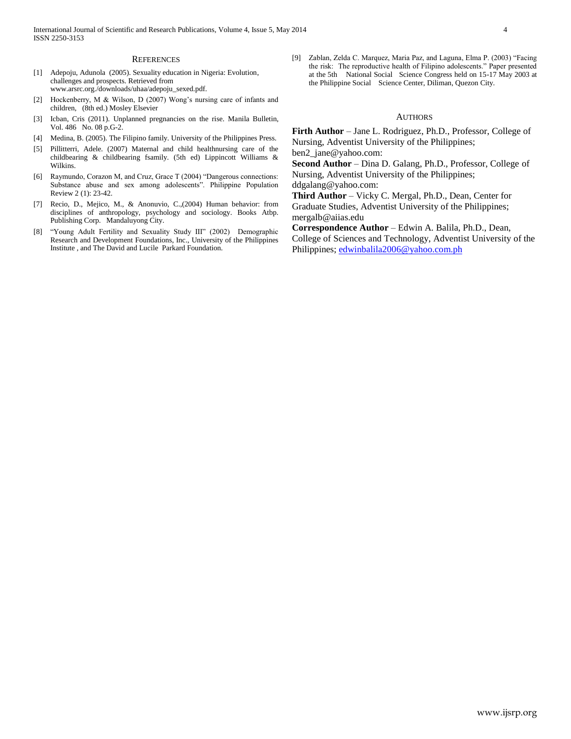## References

[1] Adepoju, Adunola (2005). Sexuality education in Nigeria: Evolution, challenges and prospects. Retrieved from www.arsrc.org./downloads/uhaa/adepoju_sexed.pdf.

[2] Hockenberry, M & Wilson, D (2007) Wong's nursing care of infants and children, (8th ed.) Mosley Elsevier

[3] Icban, Cris (2011). Unplanned pregnancies on the rise. Manila Bulletin, Vol. 486 No. 08 p.G-2.

[4] Medina, B. (2005). The Filipino family. University of the Philippines Press.

[5] Pillitterri, Adele. (2007) Maternal and child healthnursing care of the childbearing & childbearing fsamily. (5th ed) Lippincott Williams & Wilkins.

[6] Raymundo, Corazon M, and Cruz, Grace T (2004) "Dangerous connections: Substance abuse and sex among adolescents". Philippine Population Review 2 (1): 23-42.

[7] Recio, D., Mejico, M., & Anonuvio, C.,(2004) Human behavior: from disciplines of anthropology, psychology and sociology. Books Atbp. Publishing Corp. Mandaluyong City.

[8] "Young Adult Fertility and Sexuality Study III" (2002) Demographic Research and Development Foundations, Inc., University of the Philippines Institute , and The David and Lucile Parkard Foundation.

[9] Zablan, Zelda C. Marquez, Maria Paz, and Laguna, Elma P. (2003) "Facing the risk: The reproductive health of Filipino adolescents." Paper presented at the 5th National Social Science Congress held on 15-17 May 2003 at the Philippine Social Science Center, Diliman, Quezon City.

## Authors

**Firth Author** – Jane L. Rodriguez, Ph.D., Professor, College of Nursing, Adventist University of the Philippines; ben2_jane@yahoo.com:

**Second Author** – Dina D. Galang, Ph.D., Professor, College of Nursing, Adventist University of the Philippines; ddgalang@yahoo.com:

**Third Author** – Vicky C. Mergal, Ph.D., Dean, Center for Graduate Studies, Adventist University of the Philippines; mergalb@aiias.edu

**Correspondence Author** – Edwin A. Balila, Ph.D., Dean, College of Sciences and Technology, Adventist University of the Philippines; edwinbalila2006@yahoo.com.ph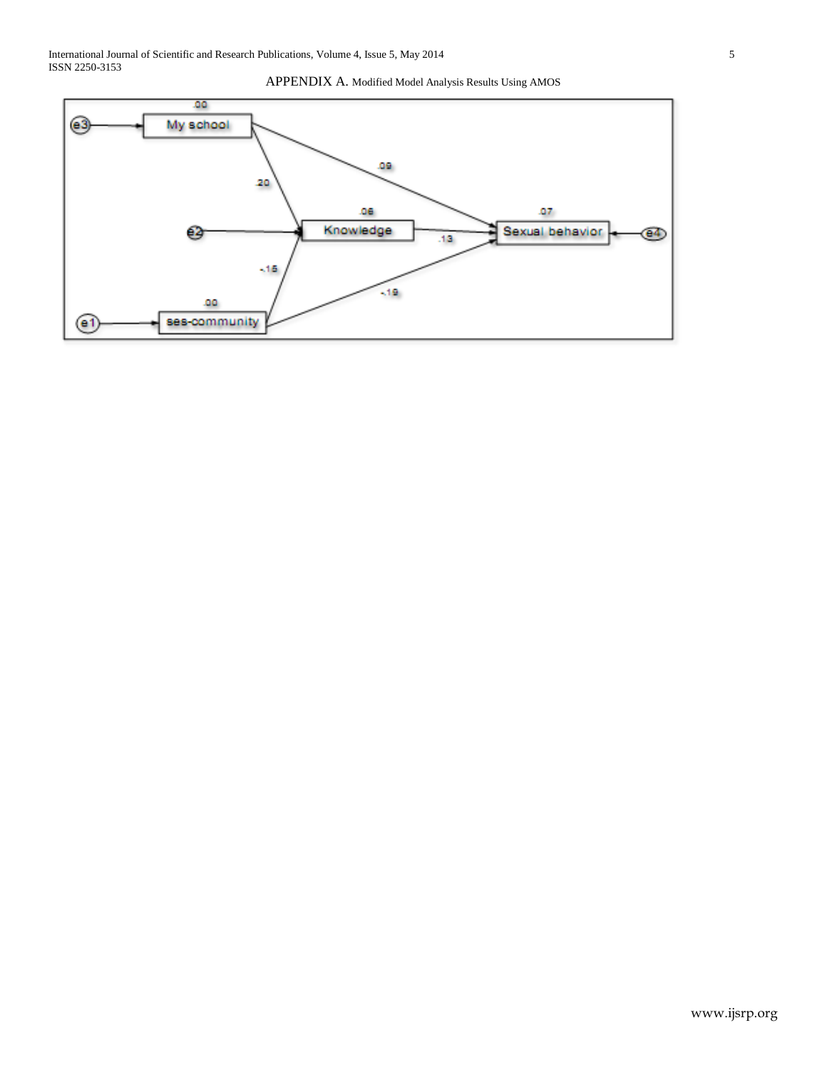APPENDIX A. Modified Model Analysis Results Using AMOS

.00

e3

My school

.09

.20

.06

.07

e2

Knowledge

.13

Sexual behavior

e4

-.15

-.19

.00

e1

ses-community